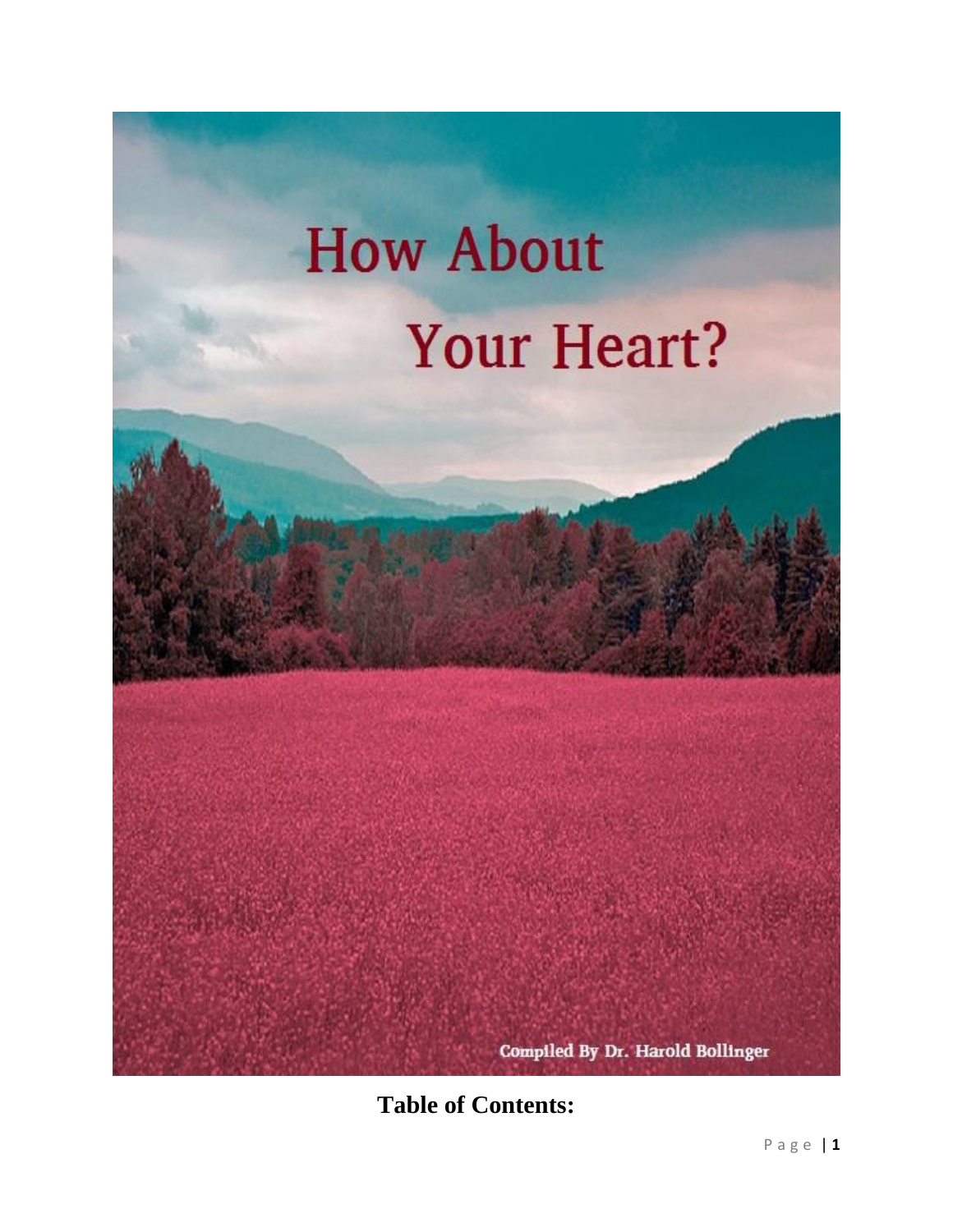# How About Your Heart?

Compiled By Dr. Harold Bollinger

**Table of Contents:**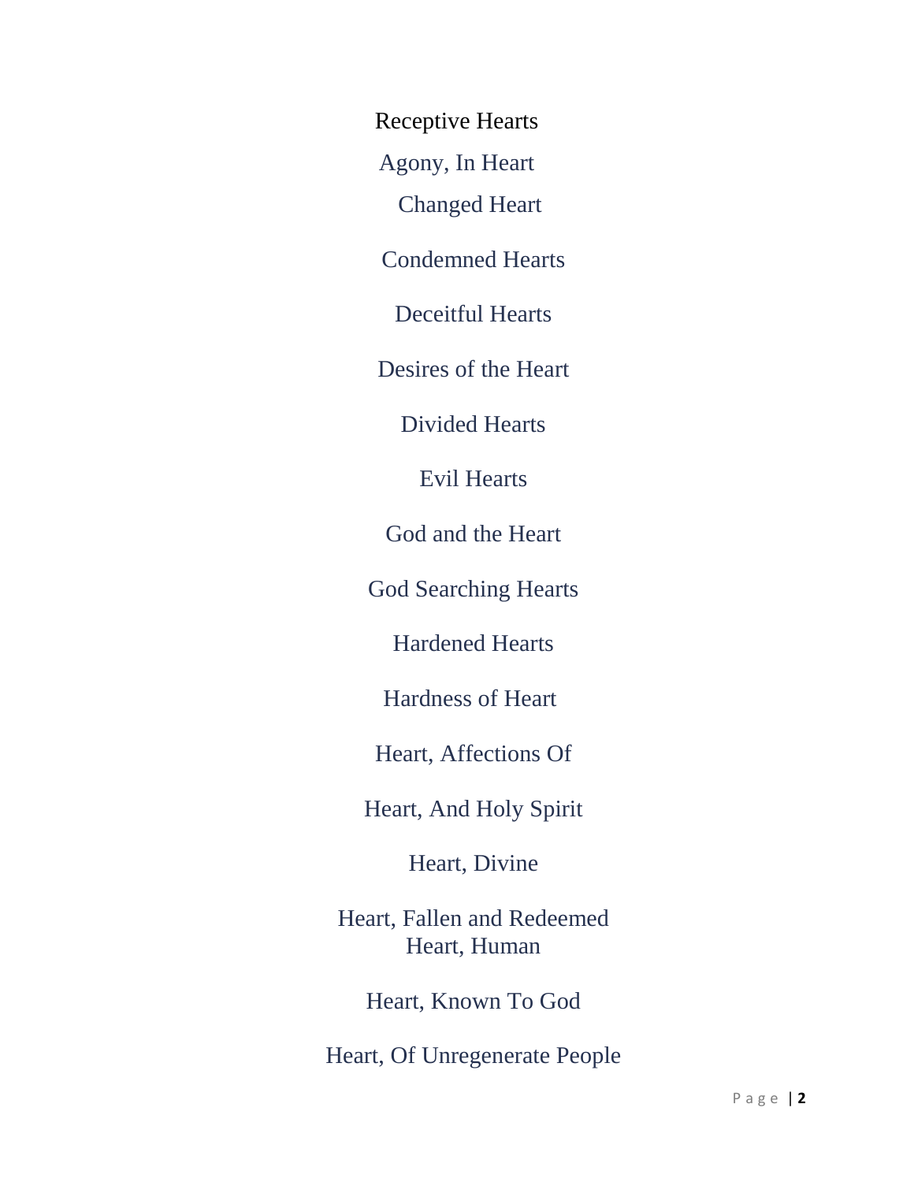Receptive Hearts

Agony, In Heart

Changed Heart

Condemned Hearts

Deceitful Hearts

Desires of the Heart

Divided Hearts

Evil Hearts

God and the Heart

God Searching Hearts

Hardened Hearts

Hardness of Heart

Heart, Affections Of

Heart, And Holy Spirit

Heart, Divine

Heart, Fallen and Redeemed

Heart, Human

Heart, Known To God

Heart, Of Unregenerate People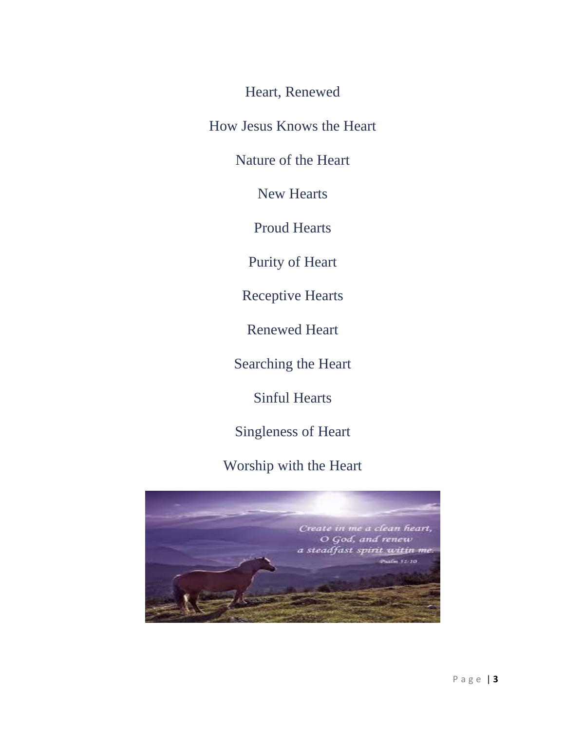Heart, Renewed

How Jesus Knows the Heart

Nature of the Heart

New Hearts

Proud Hearts

Purity of Heart

Receptive Hearts

Renewed Heart

Searching the Heart

Sinful Hearts

Singleness of Heart

Worship with the Heart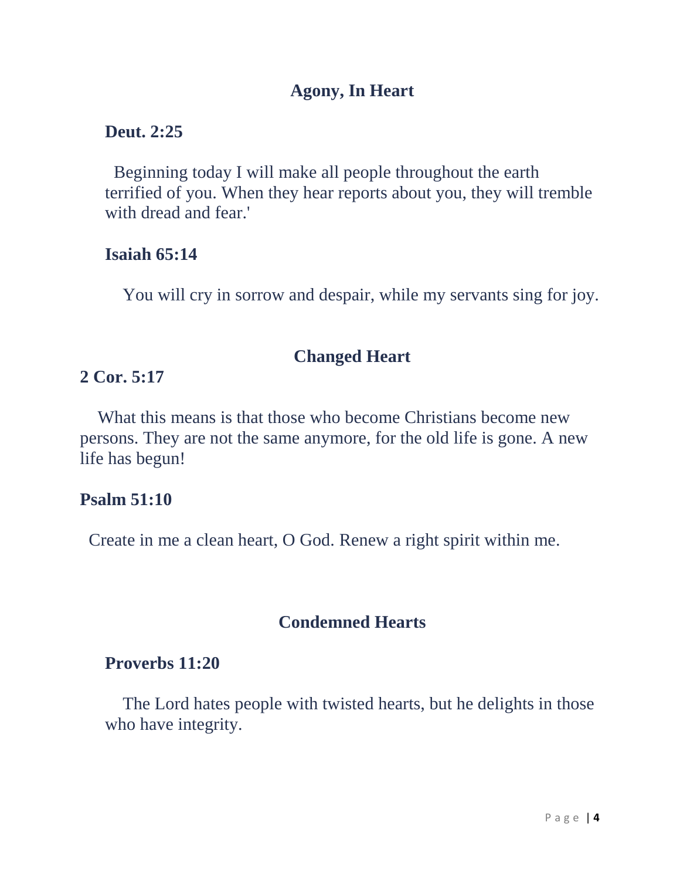## Agony, In Heart

**Deut. 2:25**

Beginning today I will make all people throughout the earth terrified of you. When they hear reports about you, they will tremble with dread and fear.'

**Isaiah 65:14**

You will cry in sorrow and despair, while my servants sing for joy.

## Changed Heart

**2 Cor. 5:17**

What this means is that those who become Christians become new persons. They are not the same anymore, for the old life is gone. A new life has begun!

**Psalm 51:10**

Create in me a clean heart, O God. Renew a right spirit within me.

## Condemned Hearts

**Proverbs 11:20**

The Lord hates people with twisted hearts, but he delights in those who have integrity.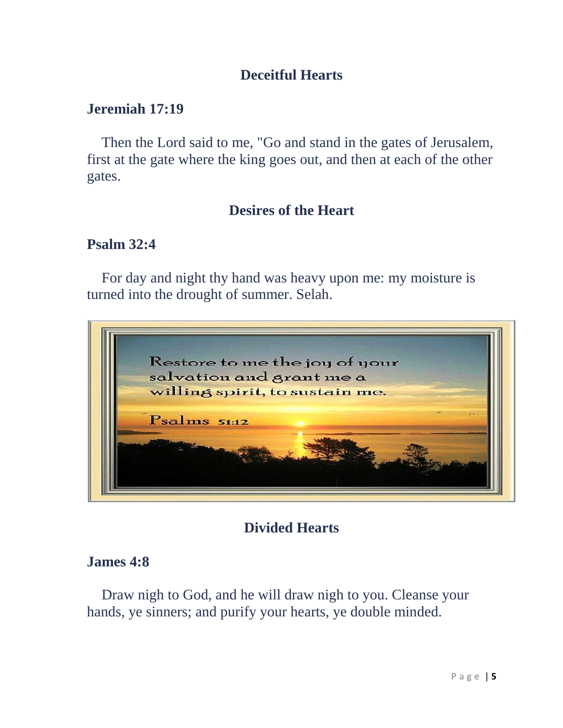## Deceitful Hearts

### Jeremiah 17:19

Then the Lord said to me, "Go and stand in the gates of Jerusalem, first at the gate where the king goes out, and then at each of the other gates.

## Desires of the Heart

### Psalm 32:4

For day and night thy hand was heavy upon me: my moisture is turned into the drought of summer. Selah.

Restore to me the joy of your salvation and grant me a willing spirit, to sustain me.

Psalms 51:12

## Divided Hearts

### James 4:8

Draw nigh to God, and he will draw nigh to you. Cleanse your hands, ye sinners; and purify your hearts, ye double minded.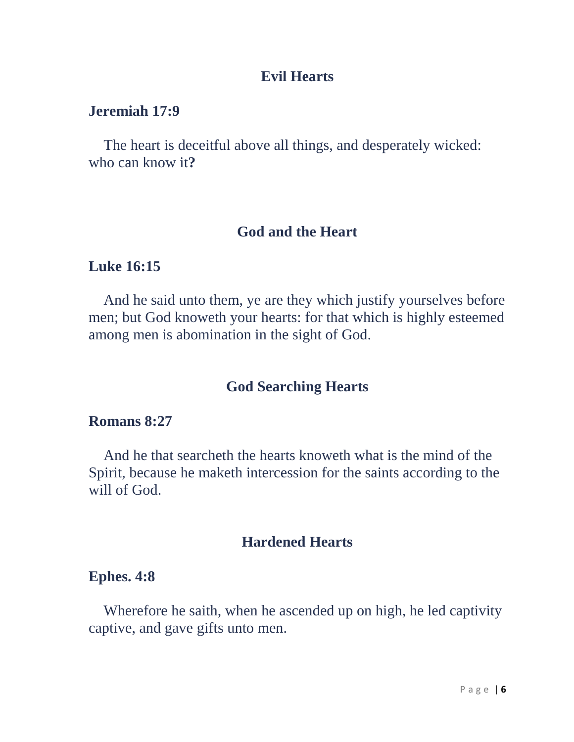## Evil Hearts

**Jeremiah 17:9**

The heart is deceitful above all things, and desperately wicked: who can know it**?**

## God and the Heart

**Luke 16:15**

And he said unto them, ye are they which justify yourselves before men; but God knoweth your hearts: for that which is highly esteemed among men is abomination in the sight of God.

## God Searching Hearts

**Romans 8:27**

And he that searcheth the hearts knoweth what is the mind of the Spirit, because he maketh intercession for the saints according to the will of God.

## Hardened Hearts

**Ephes. 4:8**

Wherefore he saith, when he ascended up on high, he led captivity captive, and gave gifts unto men.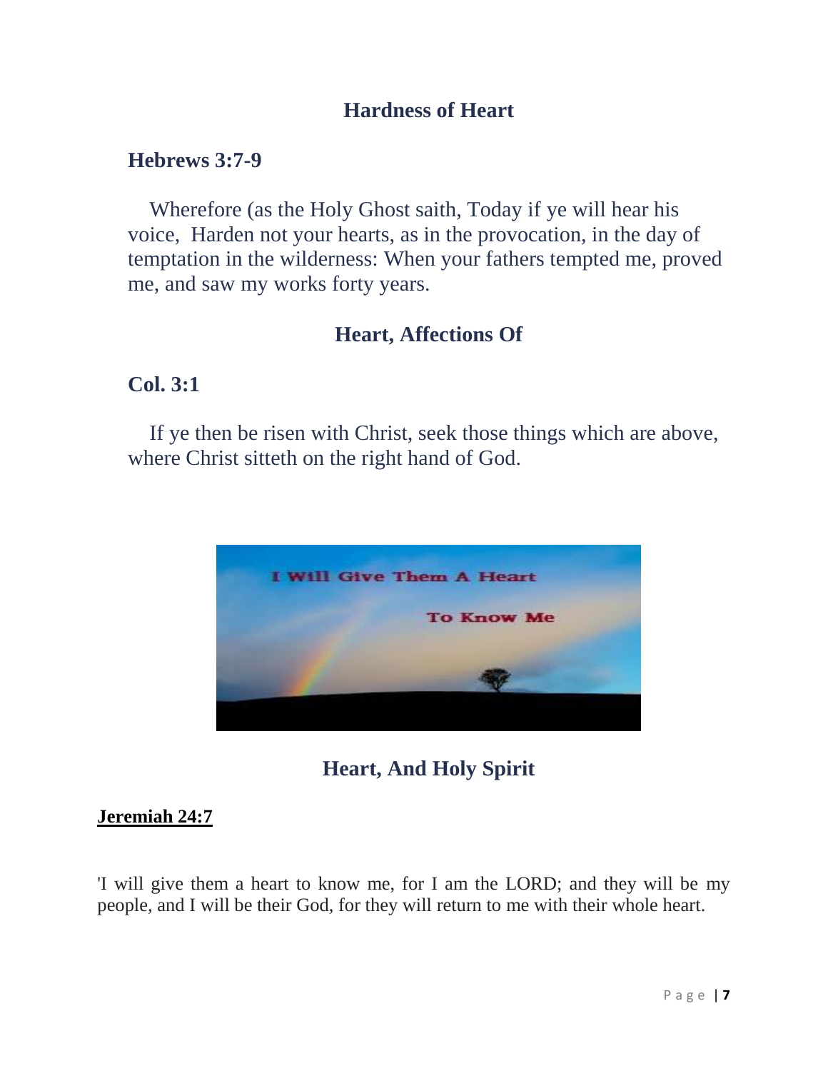## Hardness of Heart

### Hebrews 3:7-9

Wherefore (as the Holy Ghost saith, Today if ye will hear his voice, Harden not your hearts, as in the provocation, in the day of temptation in the wilderness: When your fathers tempted me, proved me, and saw my works forty years.

## Heart, Affections Of

### Col. 3:1

If ye then be risen with Christ, seek those things which are above, where Christ sitteth on the right hand of God.

## Heart, And Holy Spirit

### Jeremiah 24:7

'I will give them a heart to know me, for I am the LORD; and they will be my people, and I will be their God, for they will return to me with their whole heart.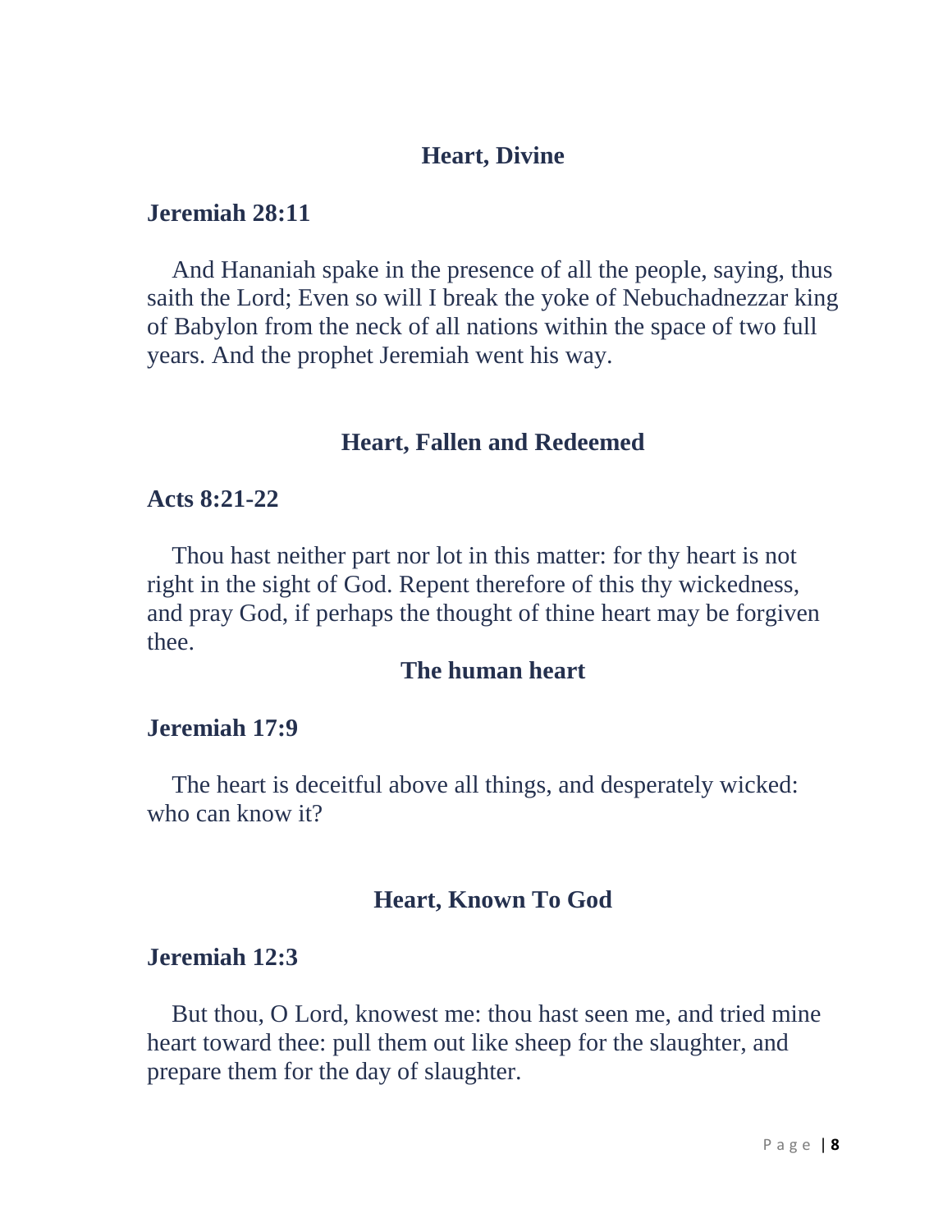## Heart, Divine

### Jeremiah 28:11

And Hananiah spake in the presence of all the people, saying, thus saith the Lord; Even so will I break the yoke of Nebuchadnezzar king of Babylon from the neck of all nations within the space of two full years. And the prophet Jeremiah went his way.

## Heart, Fallen and Redeemed

### Acts 8:21-22

Thou hast neither part nor lot in this matter: for thy heart is not right in the sight of God. Repent therefore of this thy wickedness, and pray God, if perhaps the thought of thine heart may be forgiven thee.

## The human heart

### Jeremiah 17:9

The heart is deceitful above all things, and desperately wicked: who can know it?

## Heart, Known To God

### Jeremiah 12:3

But thou, O Lord, knowest me: thou hast seen me, and tried mine heart toward thee: pull them out like sheep for the slaughter, and prepare them for the day of slaughter.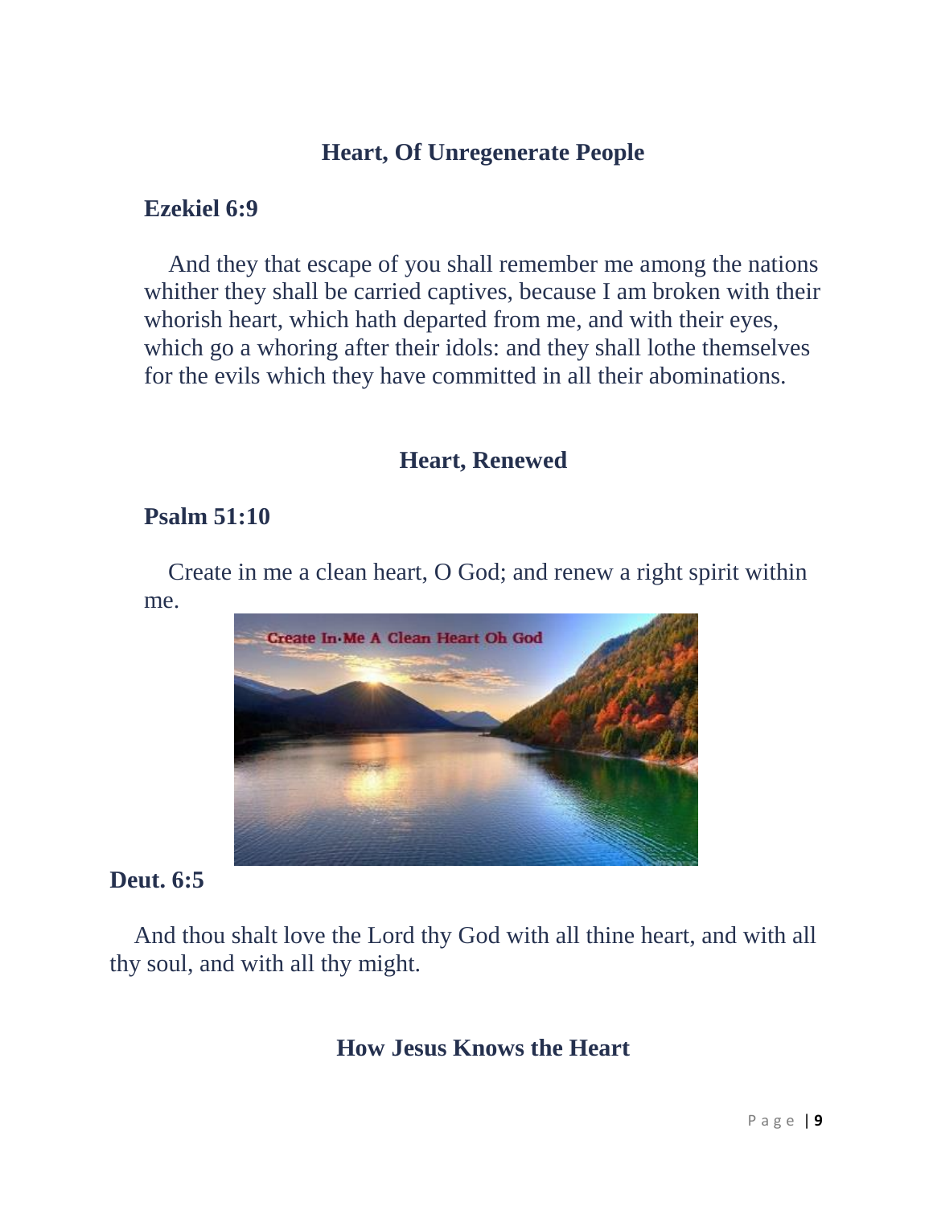## Heart, Of Unregenerate People

**Ezekiel 6:9**

And they that escape of you shall remember me among the nations whither they shall be carried captives, because I am broken with their whorish heart, which hath departed from me, and with their eyes, which go a whoring after their idols: and they shall lothe themselves for the evils which they have committed in all their abominations.

## Heart, Renewed

**Psalm 51:10**

Create in me a clean heart, O God; and renew a right spirit within me.

**Deut. 6:5**

And thou shalt love the Lord thy God with all thine heart, and with all thy soul, and with all thy might.

## How Jesus Knows the Heart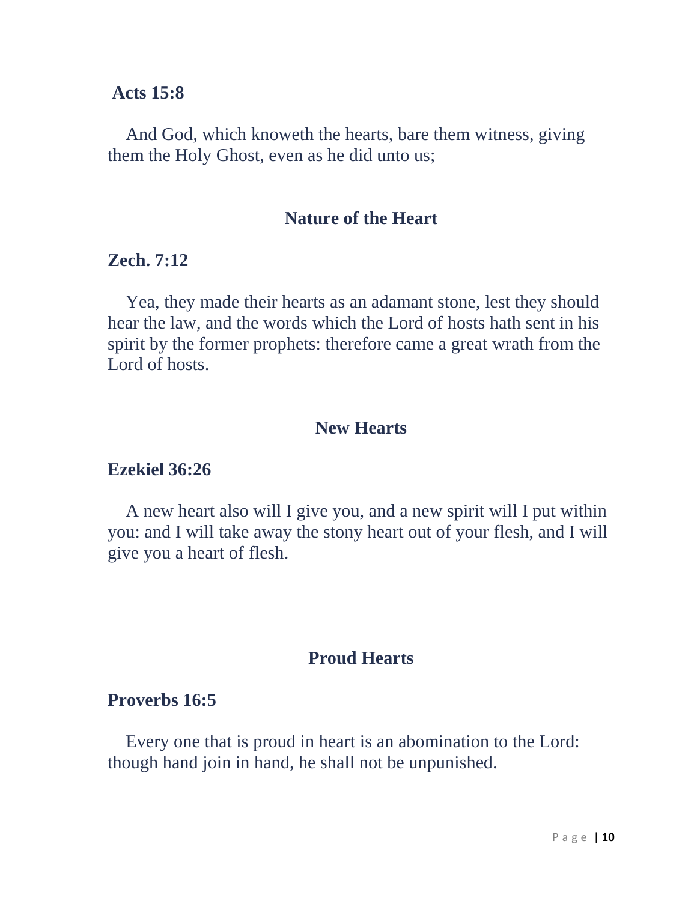**Acts 15:8**

And God, which knoweth the hearts, bare them witness, giving them the Holy Ghost, even as he did unto us;

## Nature of the Heart

**Zech. 7:12**

Yea, they made their hearts as an adamant stone, lest they should hear the law, and the words which the Lord of hosts hath sent in his spirit by the former prophets: therefore came a great wrath from the Lord of hosts.

## New Hearts

**Ezekiel 36:26**

A new heart also will I give you, and a new spirit will I put within you: and I will take away the stony heart out of your flesh, and I will give you a heart of flesh.

## Proud Hearts

**Proverbs 16:5**

Every one that is proud in heart is an abomination to the Lord: though hand join in hand, he shall not be unpunished.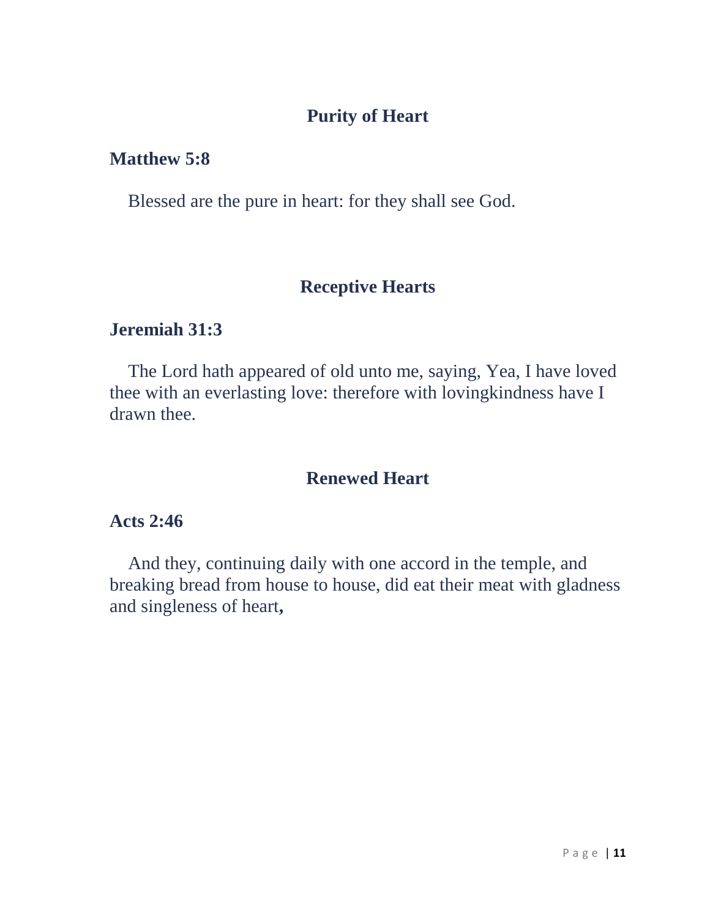## Purity of Heart

**Matthew 5:8**

Blessed are the pure in heart: for they shall see God.

## Receptive Hearts

**Jeremiah 31:3**

The Lord hath appeared of old unto me, saying, Yea, I have loved thee with an everlasting love: therefore with lovingkindness have I drawn thee.

## Renewed Heart

**Acts 2:46**

And they, continuing daily with one accord in the temple, and breaking bread from house to house, did eat their meat with gladness and singleness of heart**,**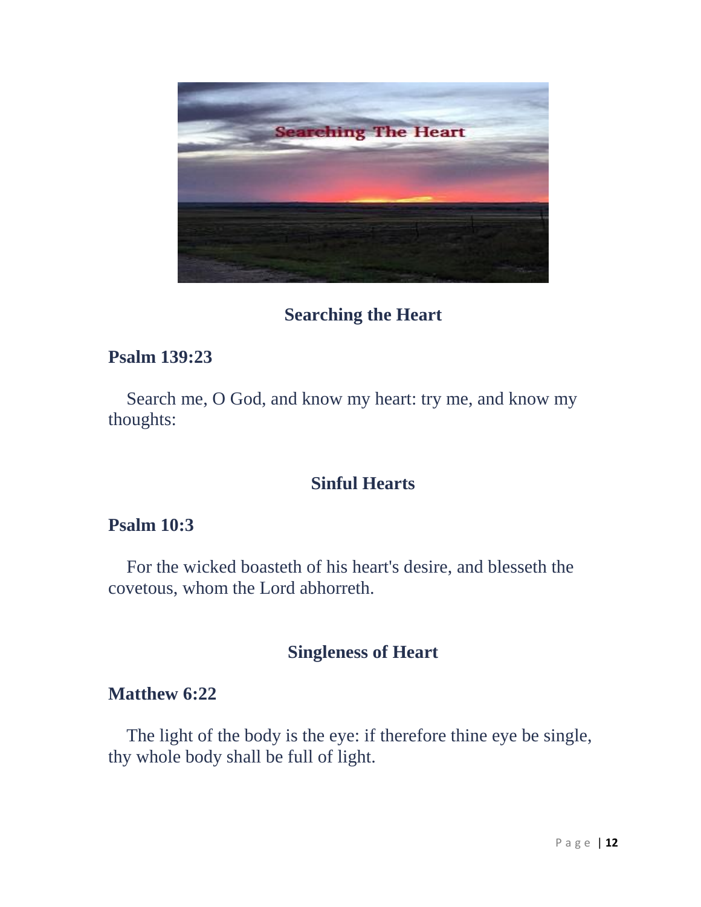## Searching the Heart

**Psalm 139:23**

Search me, O God, and know my heart: try me, and know my thoughts:

## Sinful Hearts

**Psalm 10:3**

For the wicked boasteth of his heart's desire, and blesseth the covetous, whom the Lord abhorreth.

## Singleness of Heart

**Matthew 6:22**

The light of the body is the eye: if therefore thine eye be single, thy whole body shall be full of light.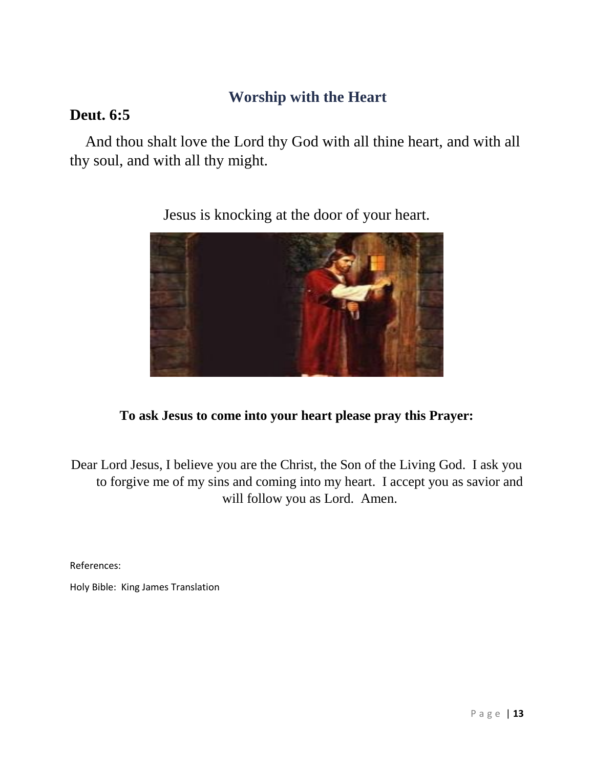## Worship with the Heart

**Deut. 6:5**

And thou shalt love the Lord thy God with all thine heart, and with all thy soul, and with all thy might.

Jesus is knocking at the door of your heart.

**To ask Jesus to come into your heart please pray this Prayer:**

Dear Lord Jesus, I believe you are the Christ, the Son of the Living God. I ask you to forgive me of my sins and coming into my heart. I accept you as savior and will follow you as Lord. Amen.

References:

Holy Bible: King James Translation